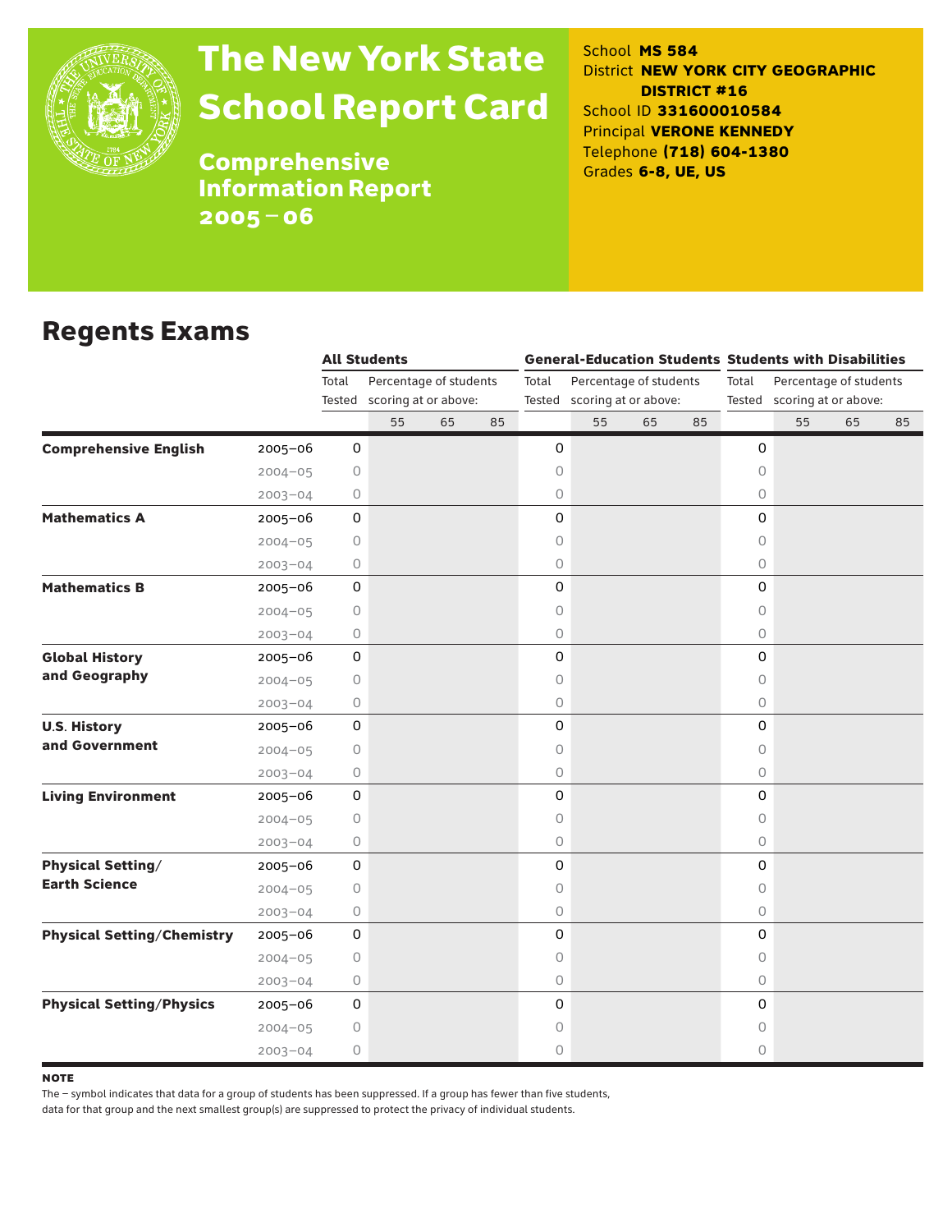# The New York State School Report Card

**Comprehensive Information Report 2005–06**

School **MS 584**
District **NEW YORK CITY GEOGRAPHIC DISTRICT #16**
School ID **331600010584**
Principal **VERONE KENNEDY**
Telephone **(718) 604-1380**
Grades **6-8, UE, US**

## Regents Exams

| | | All Students | | | | General-Education Students | | | | Students with Disabilities | | | |
|---|---|---|---|---|---|---|---|---|---|---|---|---|---|
| | | Total Tested | Percentage of students scoring at or above: | | | Total Tested | Percentage of students scoring at or above: | | | Total Tested | Percentage of students scoring at or above: | | |
| | | | 55 | 65 | 85 | | 55 | 65 | 85 | | 55 | 65 | 85 |
| **Comprehensive English** | 2005–06 | 0 | | | | 0 | | | | 0 | | | |
| | 2004–05 | 0 | | | | 0 | | | | 0 | | | |
| | 2003–04 | 0 | | | | 0 | | | | 0 | | | |
| **Mathematics A** | 2005–06 | 0 | | | | 0 | | | | 0 | | | |
| | 2004–05 | 0 | | | | 0 | | | | 0 | | | |
| | 2003–04 | 0 | | | | 0 | | | | 0 | | | |
| **Mathematics B** | 2005–06 | 0 | | | | 0 | | | | 0 | | | |
| | 2004–05 | 0 | | | | 0 | | | | 0 | | | |
| | 2003–04 | 0 | | | | 0 | | | | 0 | | | |
| **Global History and Geography** | 2005–06 | 0 | | | | 0 | | | | 0 | | | |
| | 2004–05 | 0 | | | | 0 | | | | 0 | | | |
| | 2003–04 | 0 | | | | 0 | | | | 0 | | | |
| **U.S. History and Government** | 2005–06 | 0 | | | | 0 | | | | 0 | | | |
| | 2004–05 | 0 | | | | 0 | | | | 0 | | | |
| | 2003–04 | 0 | | | | 0 | | | | 0 | | | |
| **Living Environment** | 2005–06 | 0 | | | | 0 | | | | 0 | | | |
| | 2004–05 | 0 | | | | 0 | | | | 0 | | | |
| | 2003–04 | 0 | | | | 0 | | | | 0 | | | |
| **Physical Setting/ Earth Science** | 2005–06 | 0 | | | | 0 | | | | 0 | | | |
| | 2004–05 | 0 | | | | 0 | | | | 0 | | | |
| | 2003–04 | 0 | | | | 0 | | | | 0 | | | |
| **Physical Setting/Chemistry** | 2005–06 | 0 | | | | 0 | | | | 0 | | | |
| | 2004–05 | 0 | | | | 0 | | | | 0 | | | |
| | 2003–04 | 0 | | | | 0 | | | | 0 | | | |
| **Physical Setting/Physics** | 2005–06 | 0 | | | | 0 | | | | 0 | | | |
| | 2004–05 | 0 | | | | 0 | | | | 0 | | | |
| | 2003–04 | 0 | | | | 0 | | | | 0 | | | |

**NOTE**

The – symbol indicates that data for a group of students has been suppressed. If a group has fewer than five students, data for that group and the next smallest group(s) are suppressed to protect the privacy of individual students.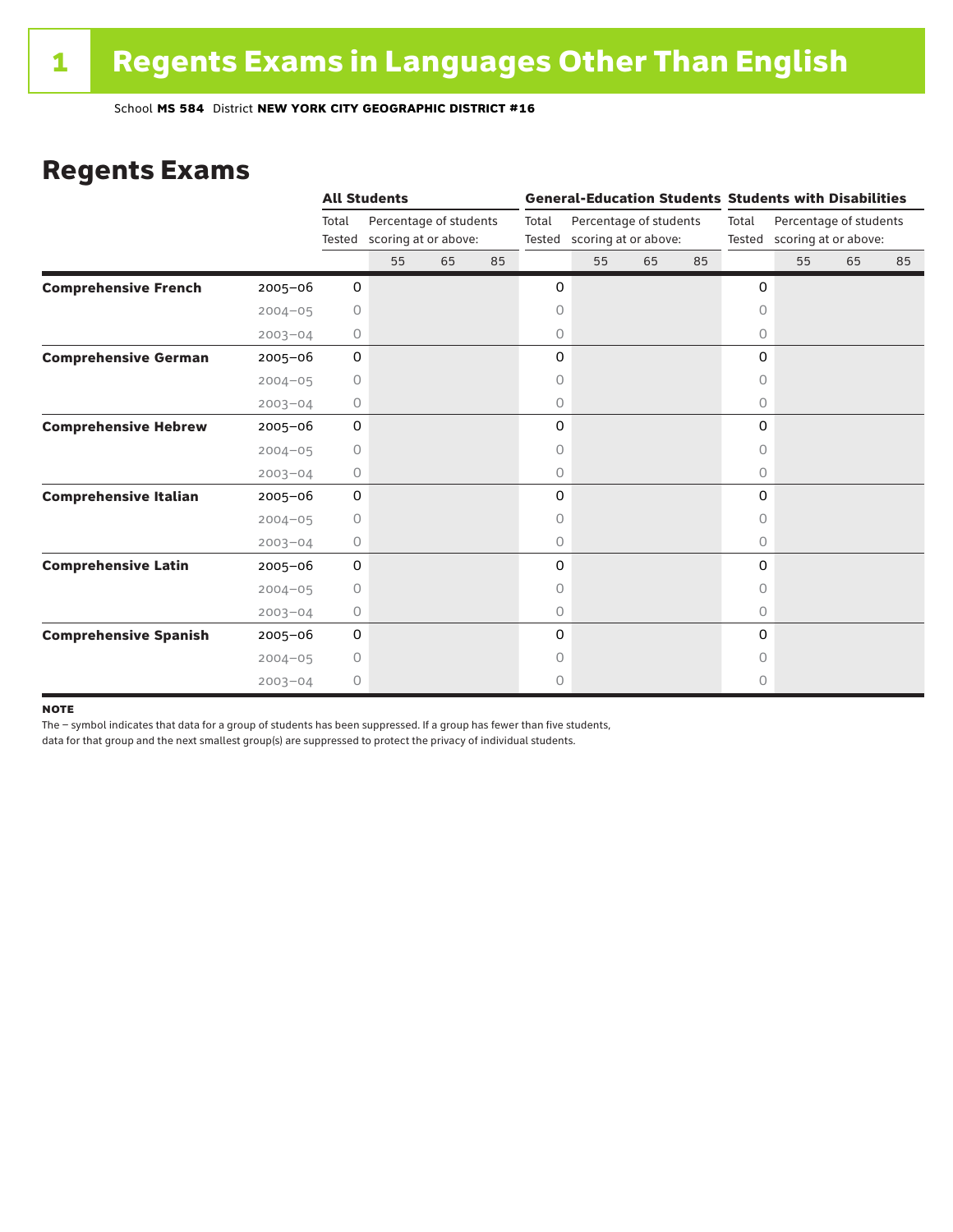# 1 Regents Exams in Languages Other Than English

School **MS 584** District **NEW YORK CITY GEOGRAPHIC DISTRICT #16**

## Regents Exams

| | | All Students | | | | General-Education Students | | | | Students with Disabilities | | | |
|---|---|---|---|---|---|---|---|---|---|---|---|---|---|
| | | Total Tested | Percentage of students scoring at or above: | | | Total Tested | Percentage of students scoring at or above: | | | Total Tested | Percentage of students scoring at or above: | | |
| | | | 55 | 65 | 85 | | 55 | 65 | 85 | | 55 | 65 | 85 |
| **Comprehensive French** | 2005–06 | 0 | | | | 0 | | | | 0 | | | |
| | 2004–05 | 0 | | | | 0 | | | | 0 | | | |
| | 2003–04 | 0 | | | | 0 | | | | 0 | | | |
| **Comprehensive German** | 2005–06 | 0 | | | | 0 | | | | 0 | | | |
| | 2004–05 | 0 | | | | 0 | | | | 0 | | | |
| | 2003–04 | 0 | | | | 0 | | | | 0 | | | |
| **Comprehensive Hebrew** | 2005–06 | 0 | | | | 0 | | | | 0 | | | |
| | 2004–05 | 0 | | | | 0 | | | | 0 | | | |
| | 2003–04 | 0 | | | | 0 | | | | 0 | | | |
| **Comprehensive Italian** | 2005–06 | 0 | | | | 0 | | | | 0 | | | |
| | 2004–05 | 0 | | | | 0 | | | | 0 | | | |
| | 2003–04 | 0 | | | | 0 | | | | 0 | | | |
| **Comprehensive Latin** | 2005–06 | 0 | | | | 0 | | | | 0 | | | |
| | 2004–05 | 0 | | | | 0 | | | | 0 | | | |
| | 2003–04 | 0 | | | | 0 | | | | 0 | | | |
| **Comprehensive Spanish** | 2005–06 | 0 | | | | 0 | | | | 0 | | | |
| | 2004–05 | 0 | | | | 0 | | | | 0 | | | |
| | 2003–04 | 0 | | | | 0 | | | | 0 | | | |

**NOTE**

The – symbol indicates that data for a group of students has been suppressed. If a group has fewer than five students, data for that group and the next smallest group(s) are suppressed to protect the privacy of individual students.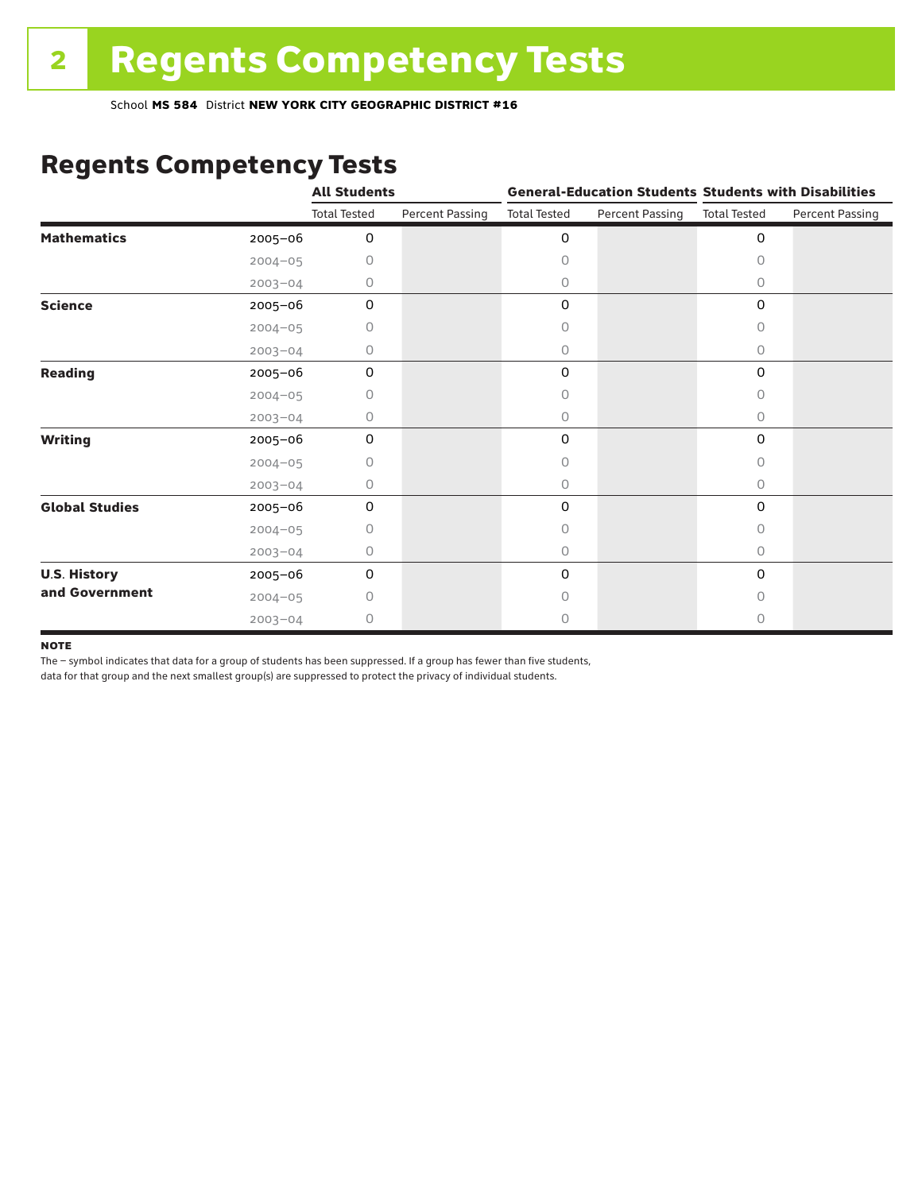# 2 Regents Competency Tests

School **MS 584** District **NEW YORK CITY GEOGRAPHIC DISTRICT #16**

## Regents Competency Tests

| | | All Students | | General-Education Students | | Students with Disabilities | |
|---|---|---|---|---|---|---|---|
| | | Total Tested | Percent Passing | Total Tested | Percent Passing | Total Tested | Percent Passing |
| **Mathematics** | 2005–06 | 0 | | 0 | | 0 | |
| | 2004–05 | 0 | | 0 | | 0 | |
| | 2003–04 | 0 | | 0 | | 0 | |
| **Science** | 2005–06 | 0 | | 0 | | 0 | |
| | 2004–05 | 0 | | 0 | | 0 | |
| | 2003–04 | 0 | | 0 | | 0 | |
| **Reading** | 2005–06 | 0 | | 0 | | 0 | |
| | 2004–05 | 0 | | 0 | | 0 | |
| | 2003–04 | 0 | | 0 | | 0 | |
| **Writing** | 2005–06 | 0 | | 0 | | 0 | |
| | 2004–05 | 0 | | 0 | | 0 | |
| | 2003–04 | 0 | | 0 | | 0 | |
| **Global Studies** | 2005–06 | 0 | | 0 | | 0 | |
| | 2004–05 | 0 | | 0 | | 0 | |
| | 2003–04 | 0 | | 0 | | 0 | |
| **U.S. History and Government** | 2005–06 | 0 | | 0 | | 0 | |
| | 2004–05 | 0 | | 0 | | 0 | |
| | 2003–04 | 0 | | 0 | | 0 | |

**NOTE**

The – symbol indicates that data for a group of students has been suppressed. If a group has fewer than five students, data for that group and the next smallest group(s) are suppressed to protect the privacy of individual students.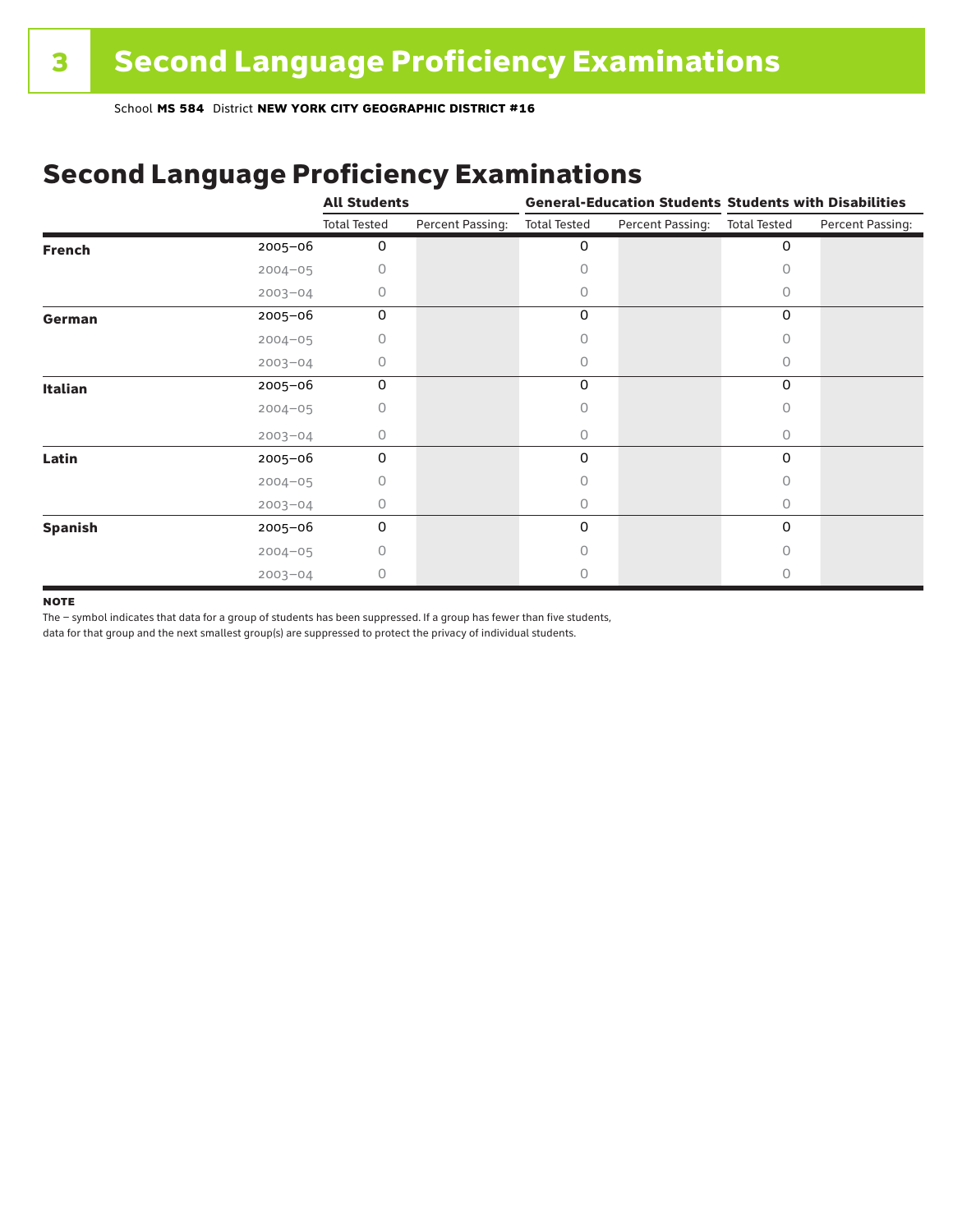# 3 Second Language Proficiency Examinations

School **MS 584** District **NEW YORK CITY GEOGRAPHIC DISTRICT #16**

## Second Language Proficiency Examinations

| | | All Students | | General-Education Students | | Students with Disabilities | |
|---|---|---|---|---|---|---|---|
| | | Total Tested | Percent Passing: | Total Tested | Percent Passing: | Total Tested | Percent Passing: |
| **French** | 2005–06 | 0 | | 0 | | 0 | |
| | 2004–05 | 0 | | 0 | | 0 | |
| | 2003–04 | 0 | | 0 | | 0 | |
| **German** | 2005–06 | 0 | | 0 | | 0 | |
| | 2004–05 | 0 | | 0 | | 0 | |
| | 2003–04 | 0 | | 0 | | 0 | |
| **Italian** | 2005–06 | 0 | | 0 | | 0 | |
| | 2004–05 | 0 | | 0 | | 0 | |
| | 2003–04 | 0 | | 0 | | 0 | |
| **Latin** | 2005–06 | 0 | | 0 | | 0 | |
| | 2004–05 | 0 | | 0 | | 0 | |
| | 2003–04 | 0 | | 0 | | 0 | |
| **Spanish** | 2005–06 | 0 | | 0 | | 0 | |
| | 2004–05 | 0 | | 0 | | 0 | |
| | 2003–04 | 0 | | 0 | | 0 | |

**NOTE**

The – symbol indicates that data for a group of students has been suppressed. If a group has fewer than five students, data for that group and the next smallest group(s) are suppressed to protect the privacy of individual students.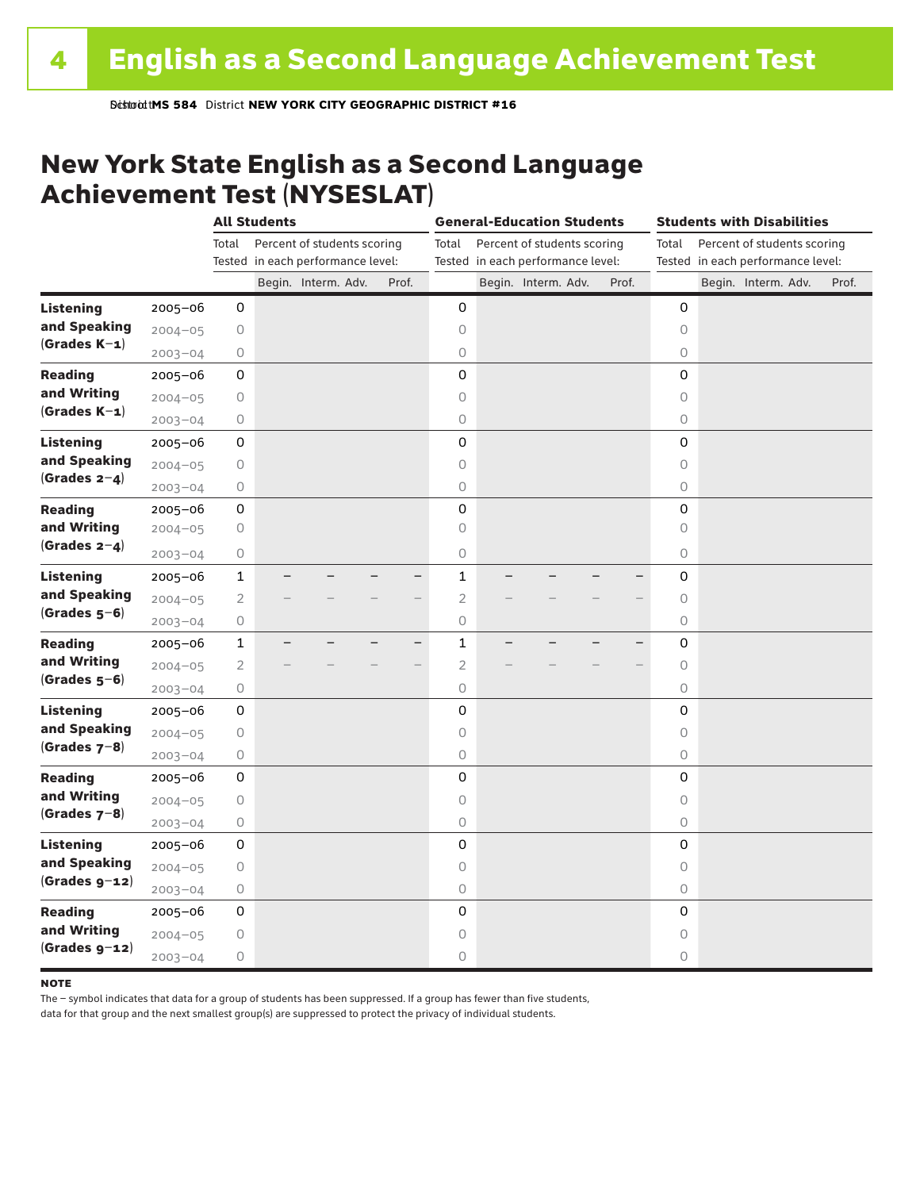School **MS 584** District **NEW YORK CITY GEOGRAPHIC DISTRICT #16**

## New York State English as a Second Language Achievement Test (NYSESLAT)

| | | All Students | | | | | General-Education Students | | | | | Students with Disabilities | | | | |
|---|---|---|---|---|---|---|---|---|---|---|---|---|---|---|---|---|
| | | Total Tested | Percent of students scoring in each performance level: | | | | Total Tested | Percent of students scoring in each performance level: | | | | Total Tested | Percent of students scoring in each performance level: | | | |
| | | | Begin. | Interm. | Adv. | Prof. | | Begin. | Interm. | Adv. | Prof. | | Begin. | Interm. | Adv. | Prof. |
| **Listening and Speaking (Grades K–1)** | 2005–06 | 0 | | | | | 0 | | | | | 0 | | | | |
| | 2004–05 | 0 | | | | | 0 | | | | | 0 | | | | |
| | 2003–04 | 0 | | | | | 0 | | | | | 0 | | | | |
| **Reading and Writing (Grades K–1)** | 2005–06 | 0 | | | | | 0 | | | | | 0 | | | | |
| | 2004–05 | 0 | | | | | 0 | | | | | 0 | | | | |
| | 2003–04 | 0 | | | | | 0 | | | | | 0 | | | | |
| **Listening and Speaking (Grades 2–4)** | 2005–06 | 0 | | | | | 0 | | | | | 0 | | | | |
| | 2004–05 | 0 | | | | | 0 | | | | | 0 | | | | |
| | 2003–04 | 0 | | | | | 0 | | | | | 0 | | | | |
| **Reading and Writing (Grades 2–4)** | 2005–06 | 0 | | | | | 0 | | | | | 0 | | | | |
| | 2004–05 | 0 | | | | | 0 | | | | | 0 | | | | |
| | 2003–04 | 0 | | | | | 0 | | | | | 0 | | | | |
| **Listening and Speaking (Grades 5–6)** | 2005–06 | 1 | – | – | – | – | 1 | – | – | – | – | 0 | | | | |
| | 2004–05 | 2 | – | – | – | – | 2 | – | – | – | – | 0 | | | | |
| | 2003–04 | 0 | | | | | 0 | | | | | 0 | | | | |
| **Reading and Writing (Grades 5–6)** | 2005–06 | 1 | – | – | – | – | 1 | – | – | – | – | 0 | | | | |
| | 2004–05 | 2 | – | – | – | – | 2 | – | – | – | – | 0 | | | | |
| | 2003–04 | 0 | | | | | 0 | | | | | 0 | | | | |
| **Listening and Speaking (Grades 7–8)** | 2005–06 | 0 | | | | | 0 | | | | | 0 | | | | |
| | 2004–05 | 0 | | | | | 0 | | | | | 0 | | | | |
| | 2003–04 | 0 | | | | | 0 | | | | | 0 | | | | |
| **Reading and Writing (Grades 7–8)** | 2005–06 | 0 | | | | | 0 | | | | | 0 | | | | |
| | 2004–05 | 0 | | | | | 0 | | | | | 0 | | | | |
| | 2003–04 | 0 | | | | | 0 | | | | | 0 | | | | |
| **Listening and Speaking (Grades 9–12)** | 2005–06 | 0 | | | | | 0 | | | | | 0 | | | | |
| | 2004–05 | 0 | | | | | 0 | | | | | 0 | | | | |
| | 2003–04 | 0 | | | | | 0 | | | | | 0 | | | | |
| **Reading and Writing (Grades 9–12)** | 2005–06 | 0 | | | | | 0 | | | | | 0 | | | | |
| | 2004–05 | 0 | | | | | 0 | | | | | 0 | | | | |
| | 2003–04 | 0 | | | | | 0 | | | | | 0 | | | | |

**NOTE**

The – symbol indicates that data for a group of students has been suppressed. If a group has fewer than five students, data for that group and the next smallest group(s) are suppressed to protect the privacy of individual students.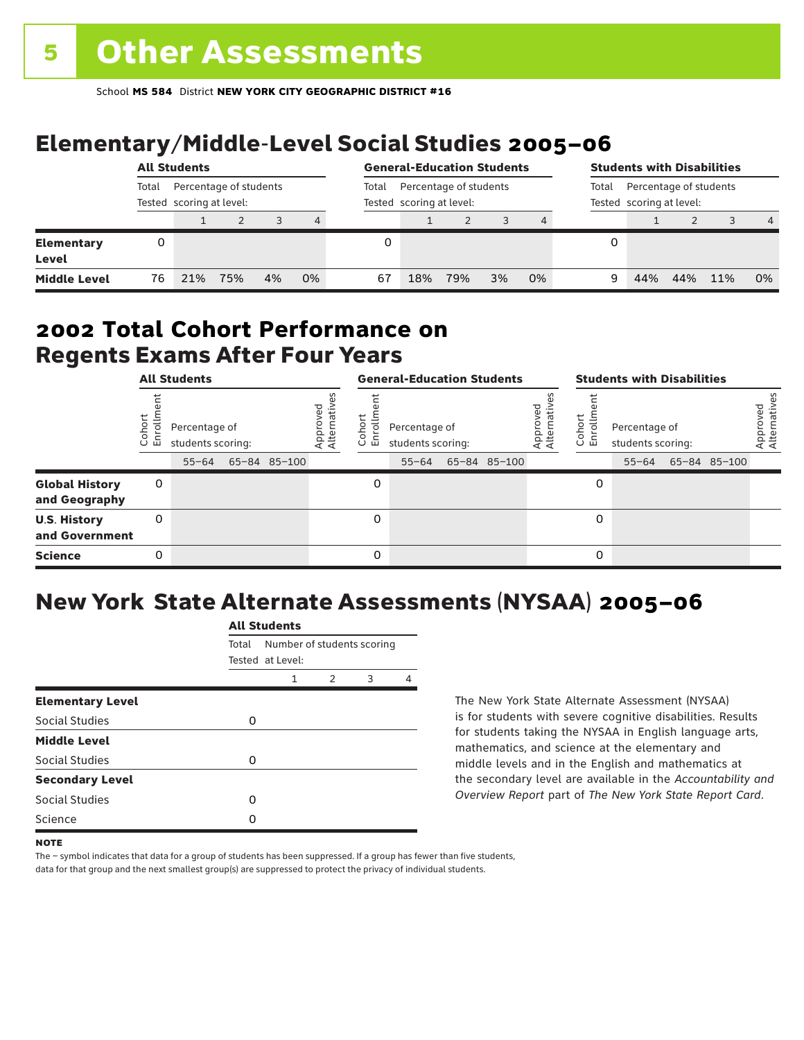# 5 Other Assessments

School **MS 584** District **NEW YORK CITY GEOGRAPHIC DISTRICT #16**

## Elementary/Middle-Level Social Studies 2005–06

| | All Students | | | | | General-Education Students | | | | | Students with Disabilities | | | | |
|---|---|---|---|---|---|---|---|---|---|---|---|---|---|---|---|
| | Total Tested | Percentage of students scoring at level: | | | | Total Tested | Percentage of students scoring at level: | | | | Total Tested | Percentage of students scoring at level: | | | |
| | | 1 | 2 | 3 | 4 | | 1 | 2 | 3 | 4 | | 1 | 2 | 3 | 4 |
| **Elementary Level** | 0 | | | | | 0 | | | | | 0 | | | | |
| **Middle Level** | 76 | 21% | 75% | 4% | 0% | 67 | 18% | 79% | 3% | 0% | 9 | 44% | 44% | 11% | 0% |

## 2002 Total Cohort Performance on Regents Exams After Four Years

| | All Students | | | | | General-Education Students | | | | | Students with Disabilities | | | | |
|---|---|---|---|---|---|---|---|---|---|---|---|---|---|---|---|
| | Cohort Enrollment | Percentage of students scoring: | | | Approved Alternatives | Cohort Enrollment | Percentage of students scoring: | | | Approved Alternatives | Cohort Enrollment | Percentage of students scoring: | | | Approved Alternatives |
| | | 55–64 | 65–84 | 85–100 | | | 55–64 | 65–84 | 85–100 | | | 55–64 | 65–84 | 85–100 | |
| **Global History and Geography** | 0 | | | | | 0 | | | | | 0 | | | | |
| **U.S. History and Government** | 0 | | | | | 0 | | | | | 0 | | | | |
| **Science** | 0 | | | | | 0 | | | | | 0 | | | | |

## New York State Alternate Assessments (NYSAA) 2005–06

| | All Students | | | | |
|---|---|---|---|---|---|
| | Total Tested | Number of students scoring at Level: | | | |
| | | 1 | 2 | 3 | 4 |
| **Elementary Level** | | | | | |
| Social Studies | 0 | | | | |
| **Middle Level** | | | | | |
| Social Studies | 0 | | | | |
| **Secondary Level** | | | | | |
| Social Studies | 0 | | | | |
| Science | 0 | | | | |

The New York State Alternate Assessment (NYSAA) is for students with severe cognitive disabilities. Results for students taking the NYSAA in English language arts, mathematics, and science at the elementary and middle levels and in the English and mathematics at the secondary level are available in the *Accountability and Overview Report* part of *The New York State Report Card*.

**NOTE**

The – symbol indicates that data for a group of students has been suppressed. If a group has fewer than five students, data for that group and the next smallest group(s) are suppressed to protect the privacy of individual students.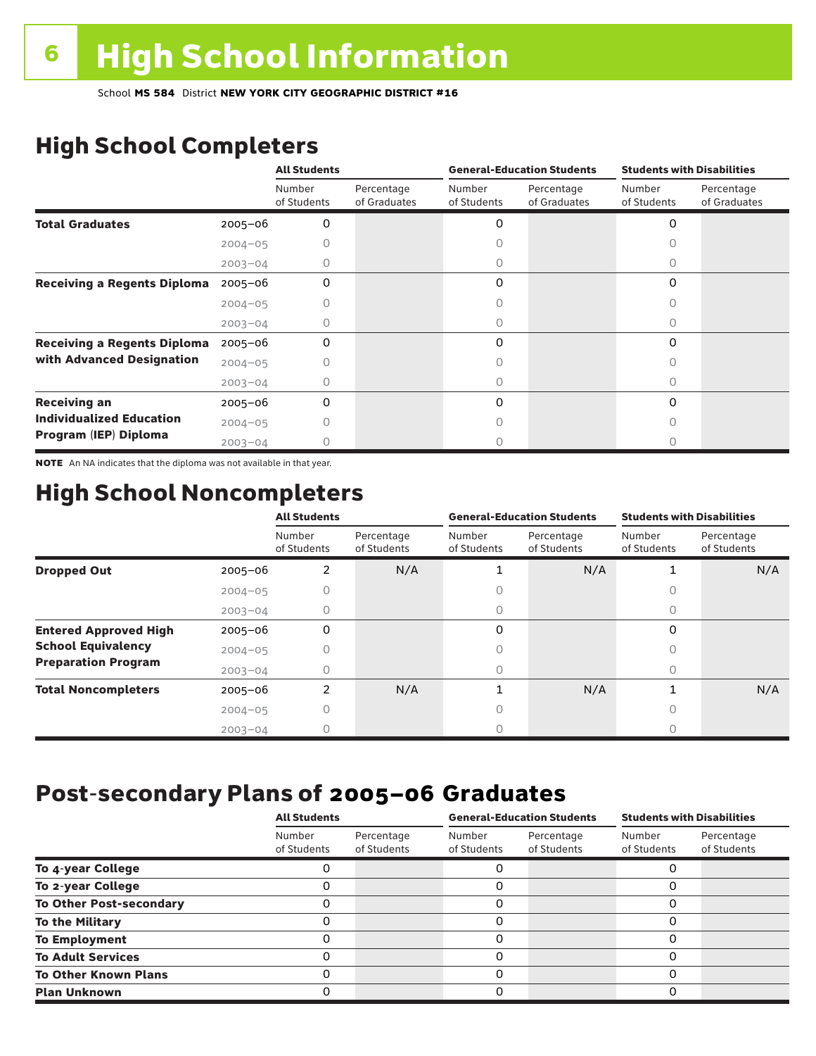# 6 High School Information

School **MS 584** District **NEW YORK CITY GEOGRAPHIC DISTRICT #16**

## High School Completers

| | | All Students | | General-Education Students | | Students with Disabilities | |
|---|---|---|---|---|---|---|---|
| | | Number of Students | Percentage of Graduates | Number of Students | Percentage of Graduates | Number of Students | Percentage of Graduates |
| **Total Graduates** | 2005–06 | 0 | | 0 | | 0 | |
| | 2004–05 | 0 | | 0 | | 0 | |
| | 2003–04 | 0 | | 0 | | 0 | |
| **Receiving a Regents Diploma** | 2005–06 | 0 | | 0 | | 0 | |
| | 2004–05 | 0 | | 0 | | 0 | |
| | 2003–04 | 0 | | 0 | | 0 | |
| **Receiving a Regents Diploma with Advanced Designation** | 2005–06 | 0 | | 0 | | 0 | |
| | 2004–05 | 0 | | 0 | | 0 | |
| | 2003–04 | 0 | | 0 | | 0 | |
| **Receiving an Individualized Education Program (IEP) Diploma** | 2005–06 | 0 | | 0 | | 0 | |
| | 2004–05 | 0 | | 0 | | 0 | |
| | 2003–04 | 0 | | 0 | | 0 | |

**NOTE** An NA indicates that the diploma was not available in that year.

## High School Noncompleters

| | | All Students | | General-Education Students | | Students with Disabilities | |
|---|---|---|---|---|---|---|---|
| | | Number of Students | Percentage of Students | Number of Students | Percentage of Students | Number of Students | Percentage of Students |
| **Dropped Out** | 2005–06 | 2 | N/A | 1 | N/A | 1 | N/A |
| | 2004–05 | 0 | | 0 | | 0 | |
| | 2003–04 | 0 | | 0 | | 0 | |
| **Entered Approved High School Equivalency Preparation Program** | 2005–06 | 0 | | 0 | | 0 | |
| | 2004–05 | 0 | | 0 | | 0 | |
| | 2003–04 | 0 | | 0 | | 0 | |
| **Total Noncompleters** | 2005–06 | 2 | N/A | 1 | N/A | 1 | N/A |
| | 2004–05 | 0 | | 0 | | 0 | |
| | 2003–04 | 0 | | 0 | | 0 | |

## Post-secondary Plans of 2005–06 Graduates

| | All Students | | General-Education Students | | Students with Disabilities | |
|---|---|---|---|---|---|---|
| | Number of Students | Percentage of Students | Number of Students | Percentage of Students | Number of Students | Percentage of Students |
| **To 4-year College** | 0 | | 0 | | 0 | |
| **To 2-year College** | 0 | | 0 | | 0 | |
| **To Other Post-secondary** | 0 | | 0 | | 0 | |
| **To the Military** | 0 | | 0 | | 0 | |
| **To Employment** | 0 | | 0 | | 0 | |
| **To Adult Services** | 0 | | 0 | | 0 | |
| **To Other Known Plans** | 0 | | 0 | | 0 | |
| **Plan Unknown** | 0 | | 0 | | 0 | |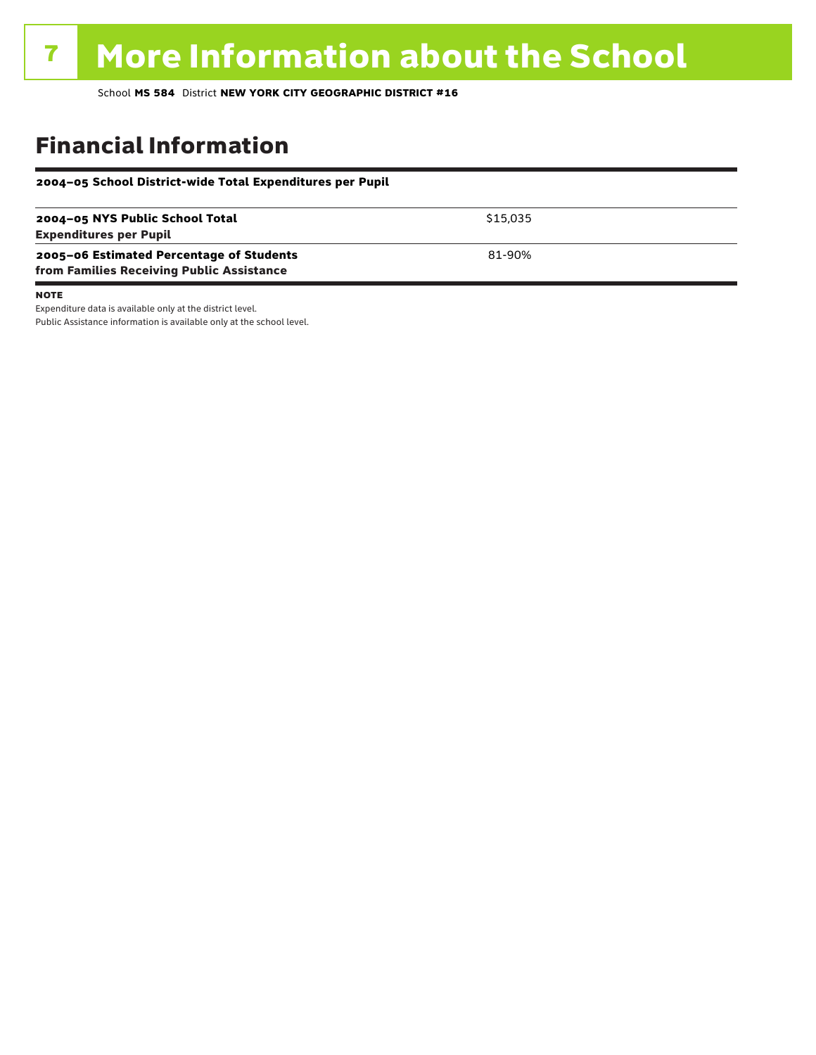# 7 More Information about the School

School **MS 584** District **NEW YORK CITY GEOGRAPHIC DISTRICT #16**

## Financial Information

| **2004–05 School District-wide Total Expenditures per Pupil** | |
|---|---|
| **2004–05 NYS Public School Total Expenditures per Pupil** | $15,035 |
| **2005–06 Estimated Percentage of Students from Families Receiving Public Assistance** | 81-90% |

**NOTE**

Expenditure data is available only at the district level.

Public Assistance information is available only at the school level.